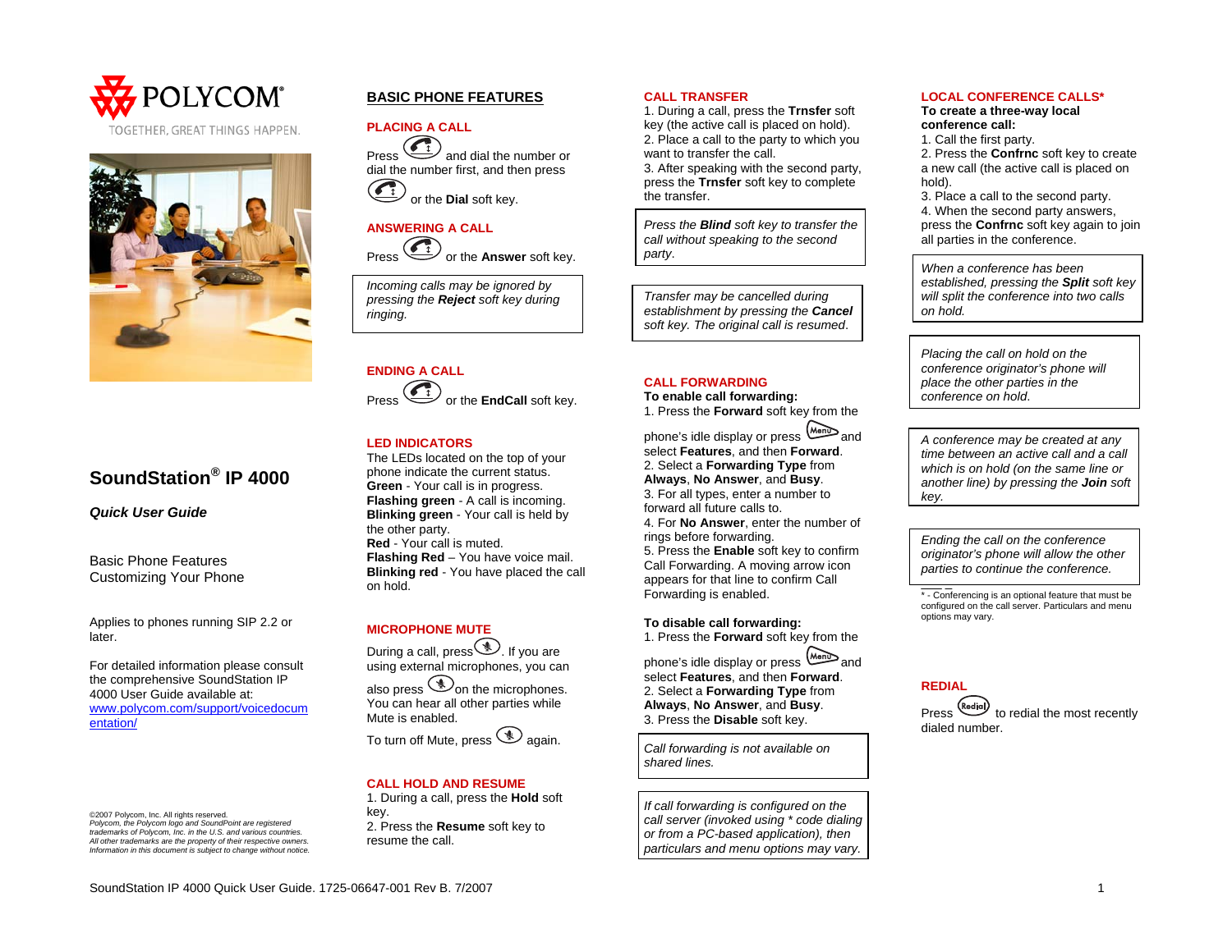POLYCOM®

TOGETHER, GREAT THINGS HAPPEN.

# SoundStation® IP 4000

***Quick User Guide***

Basic Phone Features
Customizing Your Phone

Applies to phones running SIP 2.2 or later.

For detailed information please consult the comprehensive SoundStation IP 4000 User Guide available at: www.polycom.com/support/voicedocumentation/

©2007 Polycom, Inc. All rights reserved.
*Polycom, the Polycom logo and SoundPoint are registered trademarks of Polycom, Inc. in the U.S. and various countries. All other trademarks are the property of their respective owners. Information in this document is subject to change without notice.*

## BASIC PHONE FEATURES

### PLACING A CALL

Press and dial the number or dial the number first, and then press or the **Dial** soft key.

### ANSWERING A CALL

Press or the **Answer** soft key.

> *Incoming calls may be ignored by pressing the* ***Reject*** *soft key during ringing.*

### ENDING A CALL

Press or the **EndCall** soft key.

### LED INDICATORS

The LEDs located on the top of your phone indicate the current status.
**Green** - Your call is in progress.
**Flashing green** - A call is incoming.
**Blinking green** - Your call is held by the other party.
**Red** - Your call is muted.
**Flashing Red** – You have voice mail.
**Blinking red** - You have placed the call on hold.

### MICROPHONE MUTE

During a call, press . If you are using external microphones, you can also press on the microphones. You can hear all other parties while Mute is enabled.

To turn off Mute, press again.

### CALL HOLD AND RESUME

1. During a call, press the **Hold** soft key.
2. Press the **Resume** soft key to resume the call.

### CALL TRANSFER

1. During a call, press the **Trnsfer** soft key (the active call is placed on hold).
2. Place a call to the party to which you want to transfer the call.
3. After speaking with the second party, press the **Trnsfer** soft key to complete the transfer.

> *Press the* ***Blind*** *soft key to transfer the call without speaking to the second party.*

> *Transfer may be cancelled during establishment by pressing the* ***Cancel*** *soft key. The original call is resumed.*

### CALL FORWARDING

**To enable call forwarding:**

1. Press the **Forward** soft key from the phone's idle display or press Menu and select **Features**, and then **Forward**.
2. Select a **Forwarding Type** from **Always**, **No Answer**, and **Busy**.
3. For all types, enter a number to forward all future calls to.
4. For **No Answer**, enter the number of rings before forwarding.
5. Press the **Enable** soft key to confirm Call Forwarding. A moving arrow icon appears for that line to confirm Call Forwarding is enabled.

**To disable call forwarding:**

1. Press the **Forward** soft key from the phone's idle display or press Menu and select **Features**, and then **Forward**.
2. Select a **Forwarding Type** from **Always**, **No Answer**, and **Busy**.
3. Press the **Disable** soft key.

> *Call forwarding is not available on shared lines.*

> *If call forwarding is configured on the call server (invoked using * code dialing or from a PC-based application), then particulars and menu options may vary.*

### LOCAL CONFERENCE CALLS*

**To create a three-way local conference call:**

1. Call the first party.
2. Press the **Confrnc** soft key to create a new call (the active call is placed on hold).
3. Place a call to the second party.
4. When the second party answers, press the **Confrnc** soft key again to join all parties in the conference.

> *When a conference has been established, pressing the* ***Split*** *soft key will split the conference into two calls on hold.*

> *Placing the call on hold on the conference originator's phone will place the other parties in the conference on hold.*

> *A conference may be created at any time between an active call and a call which is on hold (on the same line or another line) by pressing the* ***Join*** *soft key.*

> *Ending the call on the conference originator's phone will allow the other parties to continue the conference.*

* - Conferencing is an optional feature that must be configured on the call server. Particulars and menu options may vary.

### REDIAL

Press Redial to redial the most recently dialed number.

SoundStation IP 4000 Quick User Guide. 1725-06647-001 Rev B. 7/2007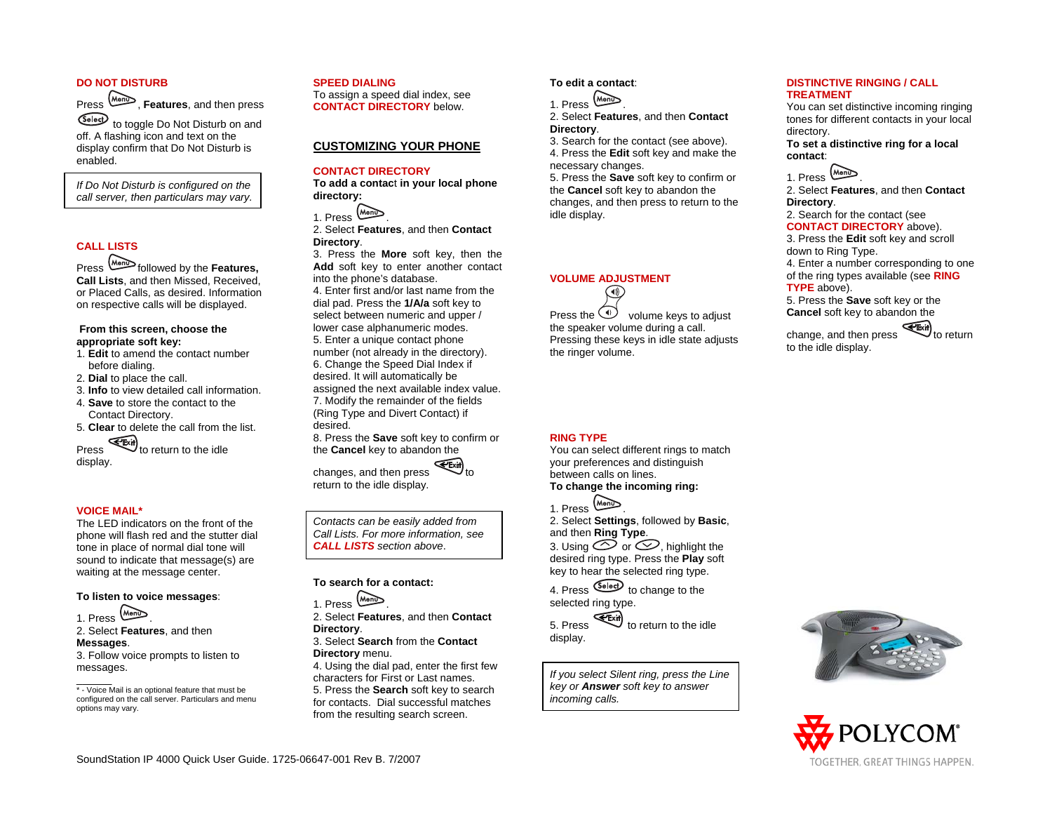## DO NOT DISTURB

Press Menu, **Features**, and then press Select to toggle Do Not Disturb on and off. A flashing icon and text on the display confirm that Do Not Disturb is enabled.

> *If Do Not Disturb is configured on the call server, then particulars may vary.*

## CALL LISTS

Press Menu followed by the **Features, Call Lists**, and then Missed, Received, or Placed Calls, as desired. Information on respective calls will be displayed.

**From this screen, choose the appropriate soft key:**

1. **Edit** to amend the contact number before dialing.
2. **Dial** to place the call.
3. **Info** to view detailed call information.
4. **Save** to store the contact to the Contact Directory.
5. **Clear** to delete the call from the list.

Press Exit to return to the idle display.

## VOICE MAIL*

The LED indicators on the front of the phone will flash red and the stutter dial tone in place of normal dial tone will sound to indicate that message(s) are waiting at the message center.

**To listen to voice messages**:

1. Press Menu.
2. Select **Features**, and then **Messages**.
3. Follow voice prompts to listen to messages.

\* - Voice Mail is an optional feature that must be configured on the call server. Particulars and menu options may vary.

## SPEED DIALING

To assign a speed dial index, see **CONTACT DIRECTORY** below.

# CUSTOMIZING YOUR PHONE

## CONTACT DIRECTORY

**To add a contact in your local phone directory:**

1. Press Menu.
2. Select **Features**, and then **Contact Directory**.
3. Press the **More** soft key, then the **Add** soft key to enter another contact into the phone's database.
4. Enter first and/or last name from the dial pad. Press the **1/A/a** soft key to select between numeric and upper / lower case alphanumeric modes.
5. Enter a unique contact phone number (not already in the directory).
6. Change the Speed Dial Index if desired. It will automatically be assigned the next available index value.
7. Modify the remainder of the fields (Ring Type and Divert Contact) if desired.
8. Press the **Save** soft key to confirm or the **Cancel** key to abandon the changes, and then press Exit to return to the idle display.

> *Contacts can be easily added from Call Lists. For more information, see **CALL LISTS** section above.*

**To search for a contact:**

1. Press Menu.
2. Select **Features**, and then **Contact Directory**.
3. Select **Search** from the **Contact Directory** menu.
4. Using the dial pad, enter the first few characters for First or Last names.
5. Press the **Search** soft key to search for contacts. Dial successful matches from the resulting search screen.

**To edit a contact**:

1. Press Menu.
2. Select **Features**, and then **Contact Directory**.
3. Search for the contact (see above).
4. Press the **Edit** soft key and make the necessary changes.
5. Press the **Save** soft key to confirm or the **Cancel** soft key to abandon the changes, and then press to return to the idle display.

## VOLUME ADJUSTMENT

Press the volume keys to adjust the speaker volume during a call. Pressing these keys in idle state adjusts the ringer volume.

## RING TYPE

You can select different rings to match your preferences and distinguish between calls on lines.

**To change the incoming ring:**

1. Press Menu.
2. Select **Settings**, followed by **Basic**, and then **Ring Type**.
3. Using up or down, highlight the desired ring type. Press the **Play** soft key to hear the selected ring type.
4. Press Select to change to the selected ring type.
5. Press Exit to return to the idle display.

> *If you select Silent ring, press the Line key or **Answer** soft key to answer incoming calls.*

## DISTINCTIVE RINGING / CALL TREATMENT

You can set distinctive incoming ringing tones for different contacts in your local directory.

**To set a distinctive ring for a local contact**:

1. Press Menu.
2. Select **Features**, and then **Contact Directory**.
2. Search for the contact (see **CONTACT DIRECTORY** above).
3. Press the **Edit** soft key and scroll down to Ring Type.
4. Enter a number corresponding to one of the ring types available (see **RING TYPE** above).
5. Press the **Save** soft key or the **Cancel** soft key to abandon the change, and then press Exit to return to the idle display.

POLYCOM®
TOGETHER, GREAT THINGS HAPPEN.

SoundStation IP 4000 Quick User Guide. 1725-06647-001 Rev B. 7/2007